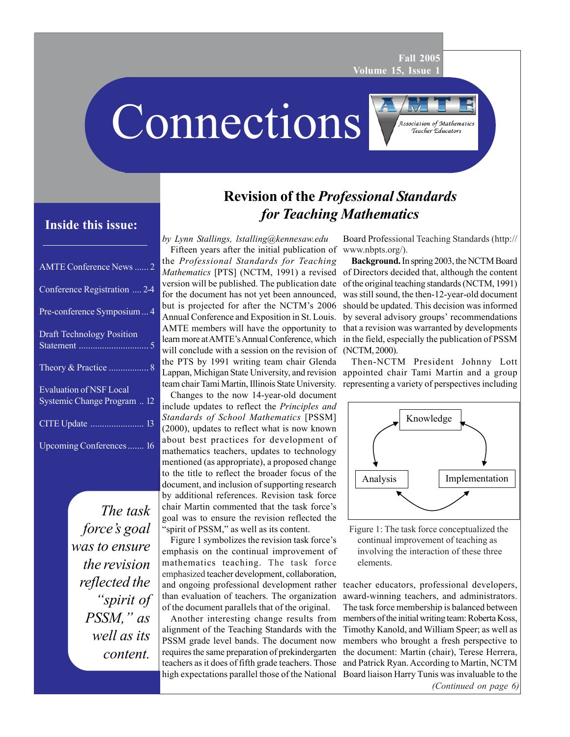Fall 2005
Volume 15, Issue 1

# Connections

Association of Mathematics Teacher Educators

## Inside this issue:

- AMTE Conference News ...... 2
- Conference Registration .... 2-4
- Pre-conference Symposium ... 4
- Draft Technology Position Statement ............................. 5
- Theory & Practice ................. 8
- Evaluation of NSF Local Systemic Change Program .. 12
- CITE Update ....................... 13
- Upcoming Conferences ....... 16

*The task force's goal was to ensure the revision reflected the "spirit of PSSM," as well as its content.*

## Revision of the *Professional Standards for Teaching Mathematics*

*by Lynn Stallings, lstalling@kennesaw.edu*

Fifteen years after the initial publication of the *Professional Standards for Teaching Mathematics* [PTS] (NCTM, 1991) a revised version will be published. The publication date for the document has not yet been announced, but is projected for after the NCTM's 2006 Annual Conference and Exposition in St. Louis. AMTE members will have the opportunity to learn more at AMTE's Annual Conference, which will conclude with a session on the revision of the PTS by 1991 writing team chair Glenda Lappan, Michigan State University, and revision team chair Tami Martin, Illinois State University.

Changes to the now 14-year-old document include updates to reflect the *Principles and Standards of School Mathematics* [PSSM] (2000), updates to reflect what is now known about best practices for development of mathematics teachers, updates to technology mentioned (as appropriate), a proposed change to the title to reflect the broader focus of the document, and inclusion of supporting research by additional references. Revision task force chair Martin commented that the task force's goal was to ensure the revision reflected the "spirit of PSSM," as well as its content.

Figure 1 symbolizes the revision task force's emphasis on the continual improvement of mathematics teaching. The task force emphasized teacher development, collaboration, and ongoing professional development rather than evaluation of teachers. The organization of the document parallels that of the original.

Another interesting change results from alignment of the Teaching Standards with the PSSM grade level bands. The document now requires the same preparation of prekindergarten teachers as it does of fifth grade teachers. Those high expectations parallel those of the National Board Professional Teaching Standards (http://www.nbpts.org/).

**Background.** In spring 2003, the NCTM Board of Directors decided that, although the content of the original teaching standards (NCTM, 1991) was still sound, the then-12-year-old document should be updated. This decision was informed by several advisory groups' recommendations that a revision was warranted by developments in the field, especially the publication of PSSM (NCTM, 2000).

Then-NCTM President Johnny Lott appointed chair Tami Martin and a group representing a variety of perspectives including

Knowledge — Analysis — Implementation

Figure 1: The task force conceptualized the continual improvement of teaching as involving the interaction of these three elements.

teacher educators, professional developers, award-winning teachers, and administrators. The task force membership is balanced between members of the initial writing team: Roberta Koss, Timothy Kanold, and William Speer; as well as members who brought a fresh perspective to the document: Martin (chair), Terese Herrera, and Patrick Ryan. According to Martin, NCTM Board liaison Harry Tunis was invaluable to the

*(Continued on page 6)*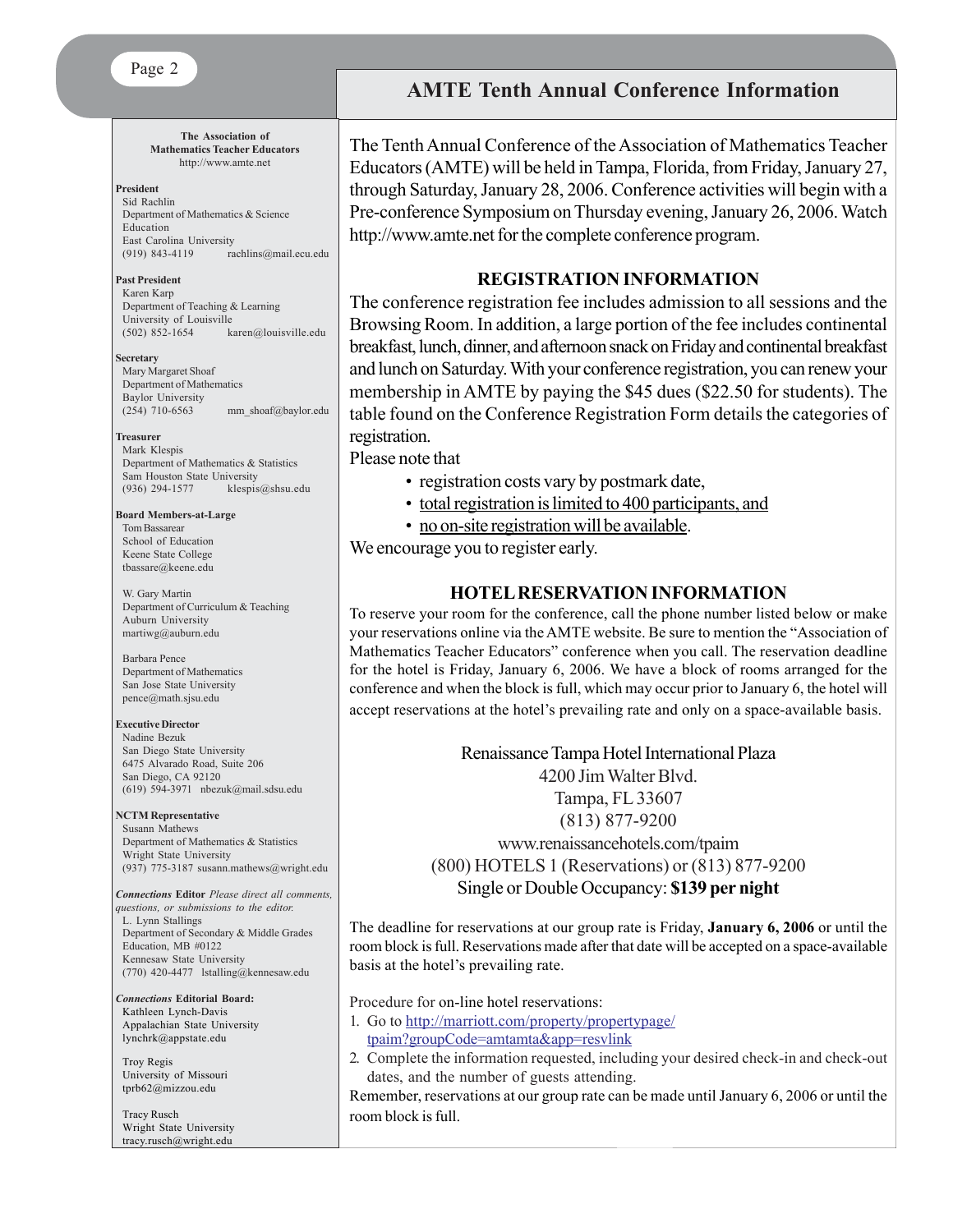## AMTE Tenth Annual Conference Information

The Tenth Annual Conference of the Association of Mathematics Teacher Educators (AMTE) will be held in Tampa, Florida, from Friday, January 27, through Saturday, January 28, 2006. Conference activities will begin with a Pre-conference Symposium on Thursday evening, January 26, 2006. Watch http://www.amte.net for the complete conference program.

### REGISTRATION INFORMATION

The conference registration fee includes admission to all sessions and the Browsing Room. In addition, a large portion of the fee includes continental breakfast, lunch, dinner, and afternoon snack on Friday and continental breakfast and lunch on Saturday. With your conference registration, you can renew your membership in AMTE by paying the $45 dues ($22.50 for students). The table found on the Conference Registration Form details the categories of registration.

Please note that

- registration costs vary by postmark date,
- total registration is limited to 400 participants, and
- no on-site registration will be available.

We encourage you to register early.

### HOTEL RESERVATION INFORMATION

To reserve your room for the conference, call the phone number listed below or make your reservations online via the AMTE website. Be sure to mention the "Association of Mathematics Teacher Educators" conference when you call. The reservation deadline for the hotel is Friday, January 6, 2006. We have a block of rooms arranged for the conference and when the block is full, which may occur prior to January 6, the hotel will accept reservations at the hotel's prevailing rate and only on a space-available basis.

Renaissance Tampa Hotel International Plaza
4200 Jim Walter Blvd.
Tampa, FL 33607
(813) 877-9200
www.renaissancehotels.com/tpaim
(800) HOTELS 1 (Reservations) or (813) 877-9200
Single or Double Occupancy: **$139 per night**

The deadline for reservations at our group rate is Friday, **January 6, 2006** or until the room block is full. Reservations made after that date will be accepted on a space-available basis at the hotel's prevailing rate.

Procedure for on-line hotel reservations:

1. Go to http://marriott.com/property/propertypage/tpaim?groupCode=amtamta&app=resvlink
2. Complete the information requested, including your desired check-in and check-out dates, and the number of guests attending.

Remember, reservations at our group rate can be made until January 6, 2006 or until the room block is full.

---

**The Association of Mathematics Teacher Educators**
http://www.amte.net

**President**
Sid Rachlin
Department of Mathematics & Science Education
East Carolina University
(919) 843-4119 rachlins@mail.ecu.edu

**Past President**
Karen Karp
Department of Teaching & Learning
University of Louisville
(502) 852-1654 karen@louisville.edu

**Secretary**
Mary Margaret Shoaf
Department of Mathematics
Baylor University
(254) 710-6563 mm_shoaf@baylor.edu

**Treasurer**
Mark Klespis
Department of Mathematics & Statistics
Sam Houston State University
(936) 294-1577 klespis@shsu.edu

**Board Members-at-Large**
Tom Bassarear
School of Education
Keene State College
tbassare@keene.edu

W. Gary Martin
Department of Curriculum & Teaching
Auburn University
martiwg@auburn.edu

Barbara Pence
Department of Mathematics
San Jose State University
pence@math.sjsu.edu

**Executive Director**
Nadine Bezuk
San Diego State University
6475 Alvarado Road, Suite 206
San Diego, CA 92120
(619) 594-3971 nbezuk@mail.sdsu.edu

**NCTM Representative**
Susann Mathews
Department of Mathematics & Statistics
Wright State University
(937) 775-3187 susann.mathews@wright.edu

***Connections* Editor** *Please direct all comments, questions, or submissions to the editor.*
L. Lynn Stallings
Department of Secondary & Middle Grades Education, MB #0122
Kennesaw State University
(770) 420-4477 lstalling@kennesaw.edu

***Connections* Editorial Board:**
Kathleen Lynch-Davis
Appalachian State University
lynchrk@appstate.edu

Troy Regis
University of Missouri
tprb62@mizzou.edu

Tracy Rusch
Wright State University
tracy.rusch@wright.edu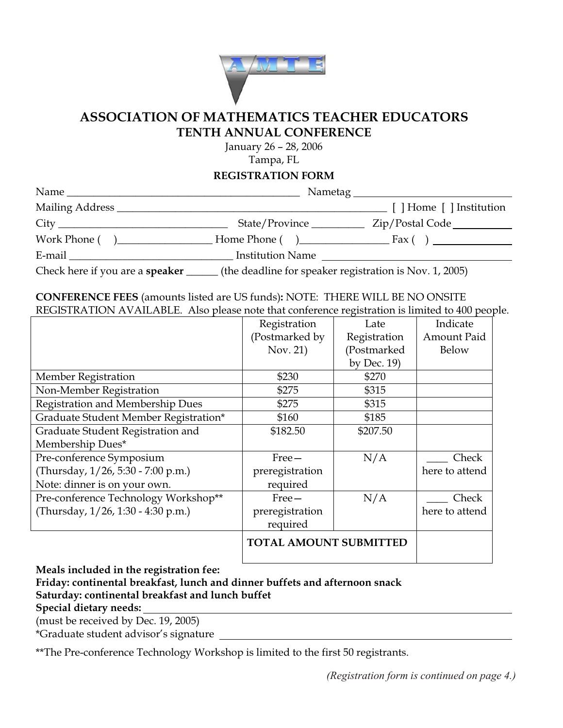# ASSOCIATION OF MATHEMATICS TEACHER EDUCATORS

## TENTH ANNUAL CONFERENCE

January 26 – 28, 2006

Tampa, FL

### REGISTRATION FORM

Name ___________________________________________ Nametag ____________________________

Mailing Address ____________________________________________________ [ ] Home [ ] Institution

City _______________________________ State/Province _________ Zip/Postal Code __________

Work Phone ( )_________________ Home Phone ( )________________ Fax ( ) ______________

E-mail ______________________________ Institution Name ________________________________

Check here if you are a **speaker** ______ (the deadline for speaker registration is Nov. 1, 2005)

**CONFERENCE FEES** (amounts listed are US funds)**:** NOTE: THERE WILL BE NO ONSITE REGISTRATION AVAILABLE. Also please note that conference registration is limited to 400 people.

| | Registration (Postmarked by Nov. 21) | Late Registration (Postmarked by Dec. 19) | Indicate Amount Paid Below |
|---|---|---|---|
| Member Registration | $230 | $270 | |
| Non-Member Registration | $275 | $315 | |
| Registration and Membership Dues | $275 | $315 | |
| Graduate Student Member Registration* | $160 | $185 | |
| Graduate Student Registration and Membership Dues* | $182.50 | $207.50 | |
| Pre-conference Symposium (Thursday, 1/26, 5:30 - 7:00 p.m.) Note: dinner is on your own. | Free—preregistration required | N/A | ____ Check here to attend |
| Pre-conference Technology Workshop** (Thursday, 1/26, 1:30 - 4:30 p.m.) | Free—preregistration required | N/A | ____ Check here to attend |
| | **TOTAL AMOUNT SUBMITTED** | | |

**Meals included in the registration fee:**
**Friday: continental breakfast, lunch and dinner buffets and afternoon snack**
**Saturday: continental breakfast and lunch buffet**
**Special dietary needs:** ____________________________________________________________
(must be received by Dec. 19, 2005)

*Graduate student advisor's signature ______________________________________________

**The Pre-conference Technology Workshop is limited to the first 50 registrants.

*(Registration form is continued on page 4.)*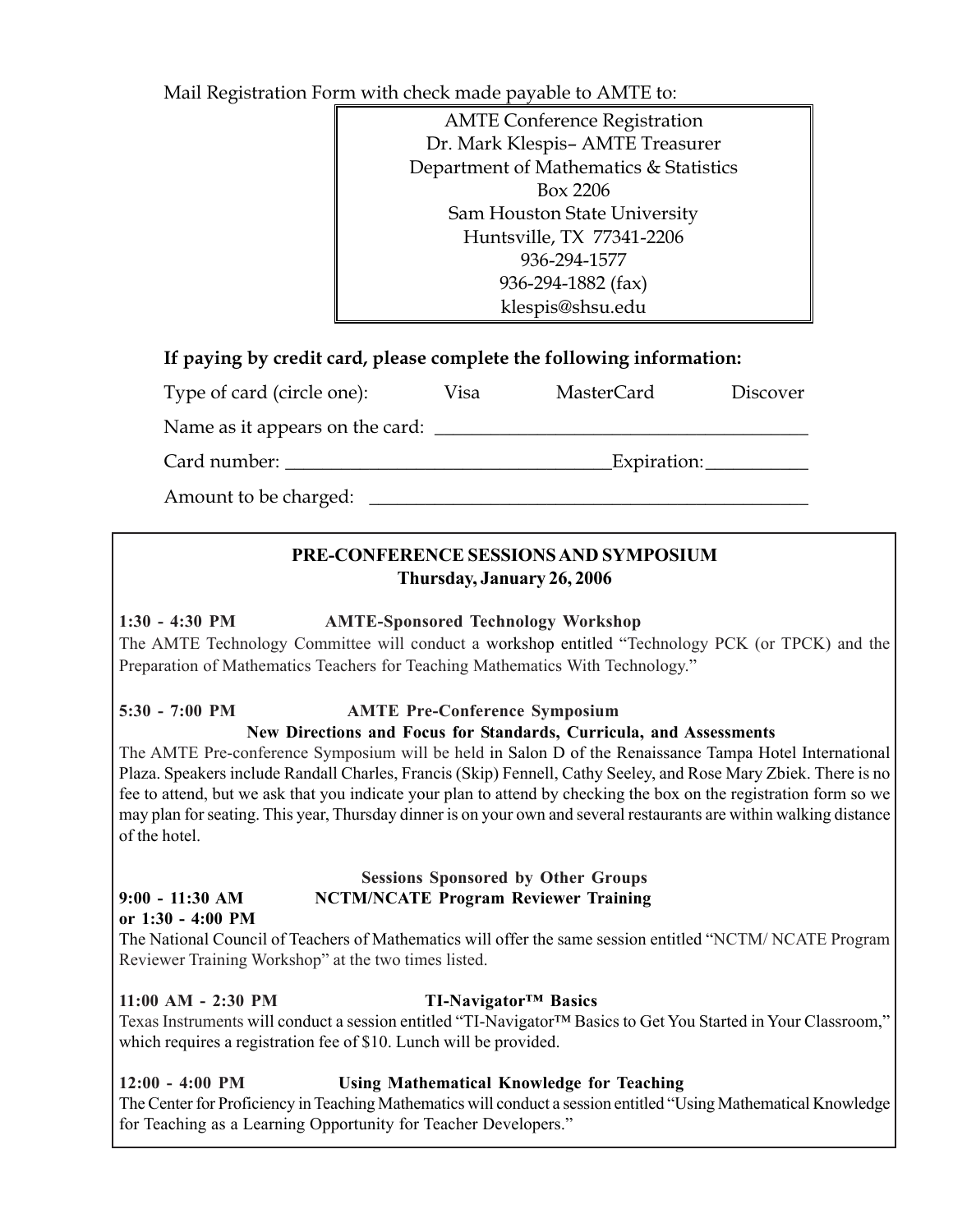Mail Registration Form with check made payable to AMTE to:

AMTE Conference Registration
Dr. Mark Klespis– AMTE Treasurer
Department of Mathematics & Statistics
Box 2206
Sam Houston State University
Huntsville, TX 77341-2206
936-294-1577
936-294-1882 (fax)
klespis@shsu.edu

**If paying by credit card, please complete the following information:**

Type of card (circle one): Visa MasterCard Discover

Name as it appears on the card: ______________________________________

Card number: _________________________________ Expiration: ___________

Amount to be charged: ____________________________________________

## PRE-CONFERENCE SESSIONS AND SYMPOSIUM
### Thursday, January 26, 2006

**1:30 - 4:30 PM AMTE-Sponsored Technology Workshop**

The AMTE Technology Committee will conduct a workshop entitled "Technology PCK (or TPCK) and the Preparation of Mathematics Teachers for Teaching Mathematics With Technology."

**5:30 - 7:00 PM AMTE Pre-Conference Symposium**

**New Directions and Focus for Standards, Curricula, and Assessments**

The AMTE Pre-conference Symposium will be held in Salon D of the Renaissance Tampa Hotel International Plaza. Speakers include Randall Charles, Francis (Skip) Fennell, Cathy Seeley, and Rose Mary Zbiek. There is no fee to attend, but we ask that you indicate your plan to attend by checking the box on the registration form so we may plan for seating. This year, Thursday dinner is on your own and several restaurants are within walking distance of the hotel.

**Sessions Sponsored by Other Groups**

**9:00 - 11:30 AM NCTM/NCATE Program Reviewer Training**
**or 1:30 - 4:00 PM**

The National Council of Teachers of Mathematics will offer the same session entitled "NCTM/ NCATE Program Reviewer Training Workshop" at the two times listed.

**11:00 AM - 2:30 PM TI-Navigator™ Basics**

Texas Instruments will conduct a session entitled "TI-Navigator™ Basics to Get You Started in Your Classroom," which requires a registration fee of $10. Lunch will be provided.

**12:00 - 4:00 PM Using Mathematical Knowledge for Teaching**

The Center for Proficiency in Teaching Mathematics will conduct a session entitled "Using Mathematical Knowledge for Teaching as a Learning Opportunity for Teacher Developers."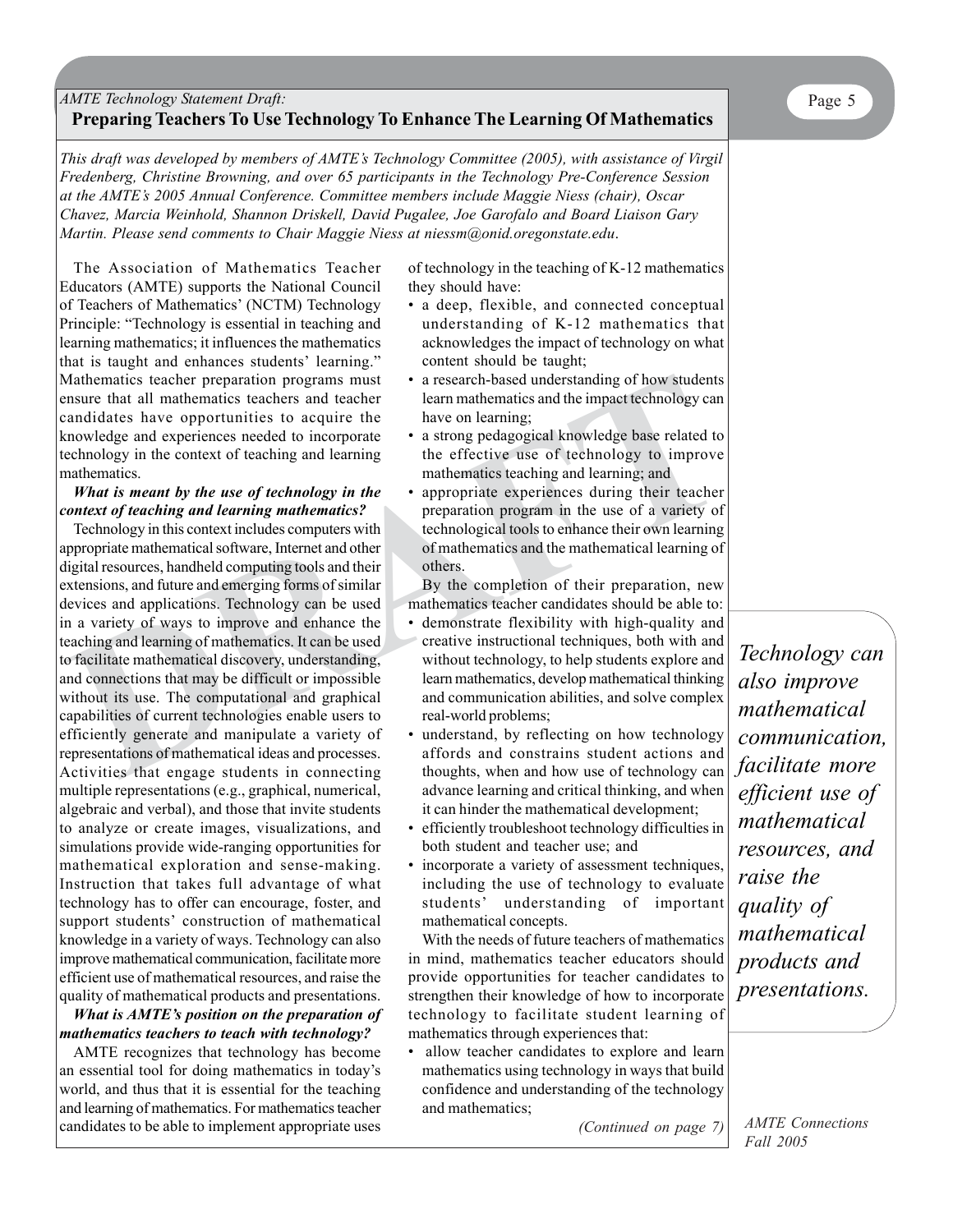*AMTE Technology Statement Draft:*

## Preparing Teachers To Use Technology To Enhance The Learning Of Mathematics

*This draft was developed by members of AMTE's Technology Committee (2005), with assistance of Virgil Fredenberg, Christine Browning, and over 65 participants in the Technology Pre-Conference Session at the AMTE's 2005 Annual Conference. Committee members include Maggie Niess (chair), Oscar Chavez, Marcia Weinhold, Shannon Driskell, David Pugalee, Joe Garofalo and Board Liaison Gary Martin. Please send comments to Chair Maggie Niess at niessm@onid.oregonstate.edu.*

The Association of Mathematics Teacher Educators (AMTE) supports the National Council of Teachers of Mathematics' (NCTM) Technology Principle: "Technology is essential in teaching and learning mathematics; it influences the mathematics that is taught and enhances students' learning." Mathematics teacher preparation programs must ensure that all mathematics teachers and teacher candidates have opportunities to acquire the knowledge and experiences needed to incorporate technology in the context of teaching and learning mathematics.

***What is meant by the use of technology in the context of teaching and learning mathematics?***

Technology in this context includes computers with appropriate mathematical software, Internet and other digital resources, handheld computing tools and their extensions, and future and emerging forms of similar devices and applications. Technology can be used in a variety of ways to improve and enhance the teaching and learning of mathematics. It can be used to facilitate mathematical discovery, understanding, and connections that may be difficult or impossible without its use. The computational and graphical capabilities of current technologies enable users to efficiently generate and manipulate a variety of representations of mathematical ideas and processes. Activities that engage students in connecting multiple representations (e.g., graphical, numerical, algebraic and verbal), and those that invite students to analyze or create images, visualizations, and simulations provide wide-ranging opportunities for mathematical exploration and sense-making. Instruction that takes full advantage of what technology has to offer can encourage, foster, and support students' construction of mathematical knowledge in a variety of ways. Technology can also improve mathematical communication, facilitate more efficient use of mathematical resources, and raise the quality of mathematical products and presentations.

***What is AMTE's position on the preparation of mathematics teachers to teach with technology?***

AMTE recognizes that technology has become an essential tool for doing mathematics in today's world, and thus that it is essential for the teaching and learning of mathematics. For mathematics teacher candidates to be able to implement appropriate uses of technology in the teaching of K-12 mathematics they should have:

- a deep, flexible, and connected conceptual understanding of K-12 mathematics that acknowledges the impact of technology on what content should be taught;
- a research-based understanding of how students learn mathematics and the impact technology can have on learning;
- a strong pedagogical knowledge base related to the effective use of technology to improve mathematics teaching and learning; and
- appropriate experiences during their teacher preparation program in the use of a variety of technological tools to enhance their own learning of mathematics and the mathematical learning of others.

By the completion of their preparation, new mathematics teacher candidates should be able to:

- demonstrate flexibility with high-quality and creative instructional techniques, both with and without technology, to help students explore and learn mathematics, develop mathematical thinking and communication abilities, and solve complex real-world problems;
- understand, by reflecting on how technology affords and constrains student actions and thoughts, when and how use of technology can advance learning and critical thinking, and when it can hinder the mathematical development;
- efficiently troubleshoot technology difficulties in both student and teacher use; and
- incorporate a variety of assessment techniques, including the use of technology to evaluate students' understanding of important mathematical concepts.

With the needs of future teachers of mathematics in mind, mathematics teacher educators should provide opportunities for teacher candidates to strengthen their knowledge of how to incorporate technology to facilitate student learning of mathematics through experiences that:

- allow teacher candidates to explore and learn mathematics using technology in ways that build confidence and understanding of the technology and mathematics;

*(Continued on page 7)*

> *Technology can also improve mathematical communication, facilitate more efficient use of mathematical resources, and raise the quality of mathematical products and presentations.*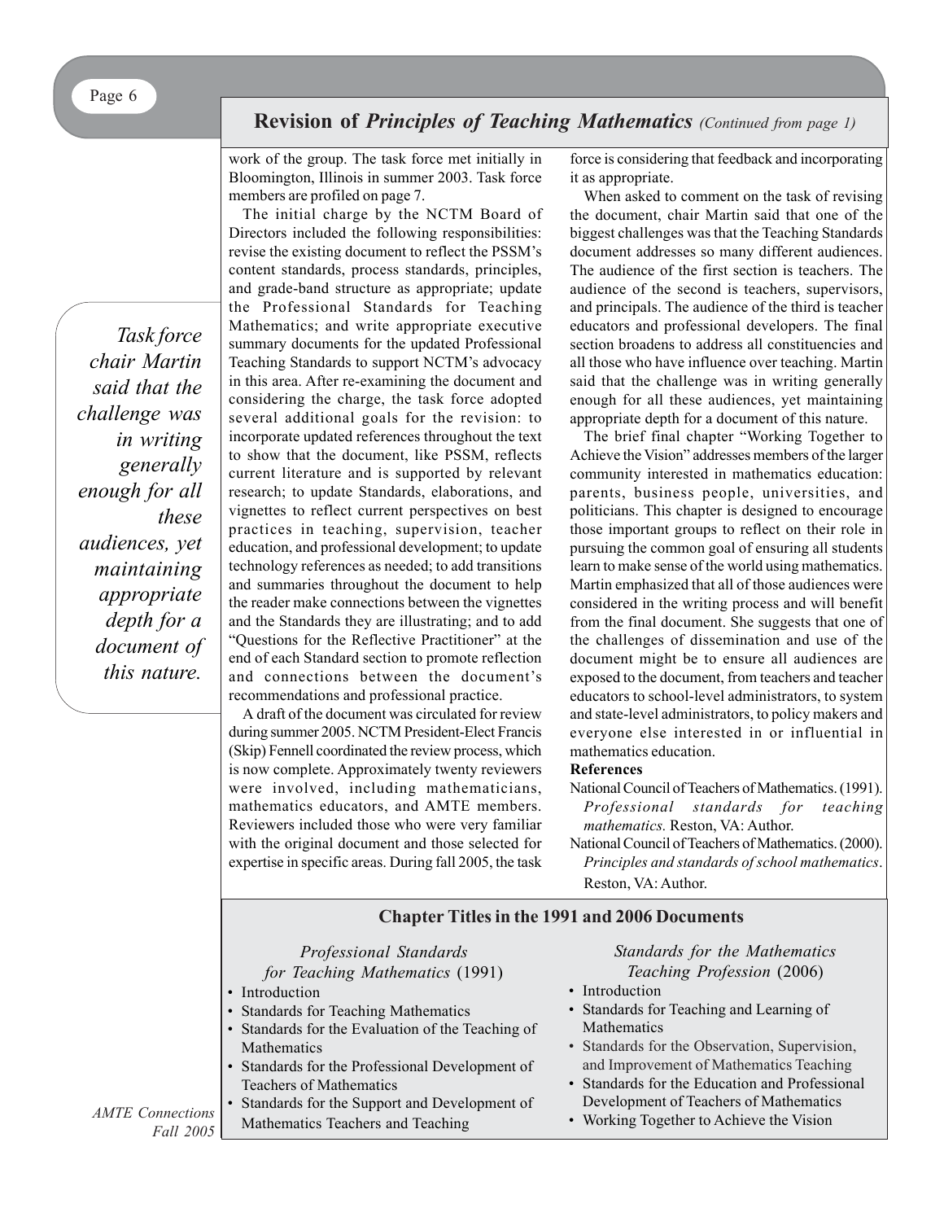## Revision of *Principles of Teaching Mathematics* *(Continued from page 1)*

work of the group. The task force met initially in Bloomington, Illinois in summer 2003. Task force members are profiled on page 7.

The initial charge by the NCTM Board of Directors included the following responsibilities: revise the existing document to reflect the PSSM's content standards, process standards, principles, and grade-band structure as appropriate; update the Professional Standards for Teaching Mathematics; and write appropriate executive summary documents for the updated Professional Teaching Standards to support NCTM's advocacy in this area. After re-examining the document and considering the charge, the task force adopted several additional goals for the revision: to incorporate updated references throughout the text to show that the document, like PSSM, reflects current literature and is supported by relevant research; to update Standards, elaborations, and vignettes to reflect current perspectives on best practices in teaching, supervision, teacher education, and professional development; to update technology references as needed; to add transitions and summaries throughout the document to help the reader make connections between the vignettes and the Standards they are illustrating; and to add "Questions for the Reflective Practitioner" at the end of each Standard section to promote reflection and connections between the document's recommendations and professional practice.

*Task force chair Martin said that the challenge was in writing generally enough for all these audiences, yet maintaining appropriate depth for a document of this nature.*

A draft of the document was circulated for review during summer 2005. NCTM President-Elect Francis (Skip) Fennell coordinated the review process, which is now complete. Approximately twenty reviewers were involved, including mathematicians, mathematics educators, and AMTE members. Reviewers included those who were very familiar with the original document and those selected for expertise in specific areas. During fall 2005, the task force is considering that feedback and incorporating it as appropriate.

When asked to comment on the task of revising the document, chair Martin said that one of the biggest challenges was that the Teaching Standards document addresses so many different audiences. The audience of the first section is teachers. The audience of the second is teachers, supervisors, and principals. The audience of the third is teacher educators and professional developers. The final section broadens to address all constituencies and all those who have influence over teaching. Martin said that the challenge was in writing generally enough for all these audiences, yet maintaining appropriate depth for a document of this nature.

The brief final chapter "Working Together to Achieve the Vision" addresses members of the larger community interested in mathematics education: parents, business people, universities, and politicians. This chapter is designed to encourage those important groups to reflect on their role in pursuing the common goal of ensuring all students learn to make sense of the world using mathematics. Martin emphasized that all of those audiences were considered in the writing process and will benefit from the final document. She suggests that one of the challenges of dissemination and use of the document might be to ensure all audiences are exposed to the document, from teachers and teacher educators to school-level administrators, to system and state-level administrators, to policy makers and everyone else interested in or influential in mathematics education.

**References**

National Council of Teachers of Mathematics. (1991). *Professional standards for teaching mathematics.* Reston, VA: Author.

National Council of Teachers of Mathematics. (2000). *Principles and standards of school mathematics*. Reston, VA: Author.

### Chapter Titles in the 1991 and 2006 Documents

*Professional Standards for Teaching Mathematics* (1991)

- Introduction
- Standards for Teaching Mathematics
- Standards for the Evaluation of the Teaching of Mathematics
- Standards for the Professional Development of Teachers of Mathematics
- Standards for the Support and Development of Mathematics Teachers and Teaching

*Standards for the Mathematics Teaching Profession* (2006)

- Introduction
- Standards for Teaching and Learning of Mathematics
- Standards for the Observation, Supervision, and Improvement of Mathematics Teaching
- Standards for the Education and Professional Development of Teachers of Mathematics
- Working Together to Achieve the Vision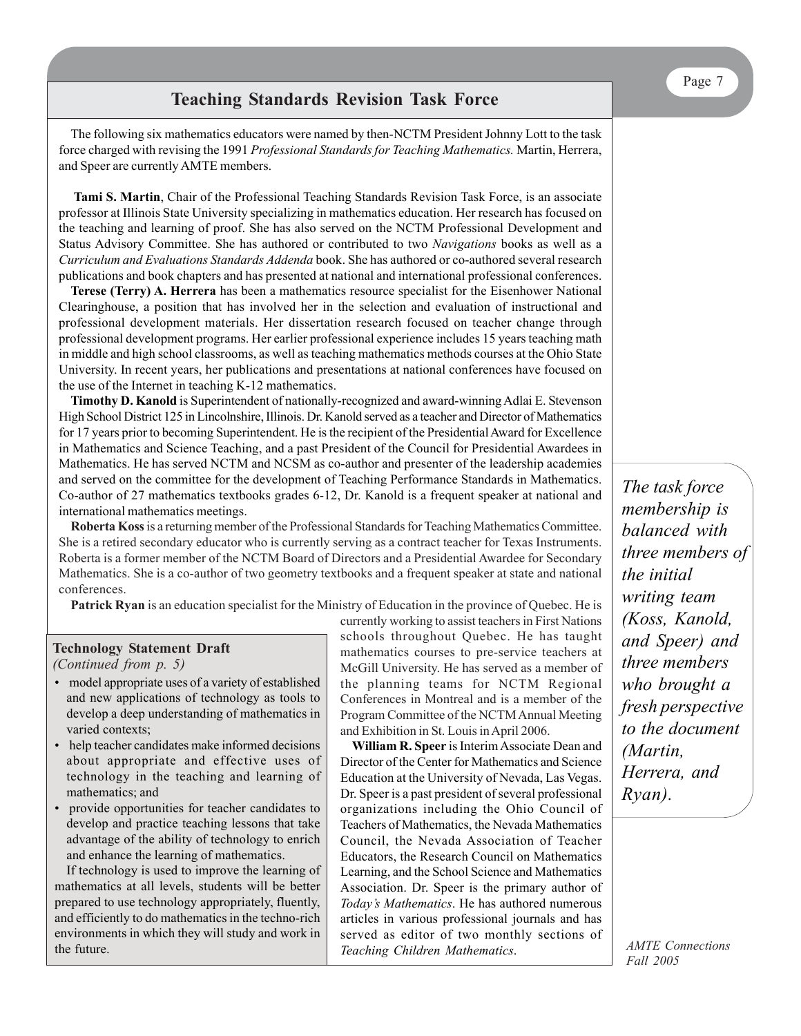## Teaching Standards Revision Task Force

The following six mathematics educators were named by then-NCTM President Johnny Lott to the task force charged with revising the 1991 *Professional Standards for Teaching Mathematics.* Martin, Herrera, and Speer are currently AMTE members.

**Tami S. Martin**, Chair of the Professional Teaching Standards Revision Task Force, is an associate professor at Illinois State University specializing in mathematics education. Her research has focused on the teaching and learning of proof. She has also served on the NCTM Professional Development and Status Advisory Committee. She has authored or contributed to two *Navigations* books as well as a *Curriculum and Evaluations Standards Addenda* book. She has authored or co-authored several research publications and book chapters and has presented at national and international professional conferences.

**Terese (Terry) A. Herrera** has been a mathematics resource specialist for the Eisenhower National Clearinghouse, a position that has involved her in the selection and evaluation of instructional and professional development materials. Her dissertation research focused on teacher change through professional development programs. Her earlier professional experience includes 15 years teaching math in middle and high school classrooms, as well as teaching mathematics methods courses at the Ohio State University. In recent years, her publications and presentations at national conferences have focused on the use of the Internet in teaching K-12 mathematics.

**Timothy D. Kanold** is Superintendent of nationally-recognized and award-winning Adlai E. Stevenson High School District 125 in Lincolnshire, Illinois. Dr. Kanold served as a teacher and Director of Mathematics for 17 years prior to becoming Superintendent. He is the recipient of the Presidential Award for Excellence in Mathematics and Science Teaching, and a past President of the Council for Presidential Awardees in Mathematics. He has served NCTM and NCSM as co-author and presenter of the leadership academies and served on the committee for the development of Teaching Performance Standards in Mathematics. Co-author of 27 mathematics textbooks grades 6-12, Dr. Kanold is a frequent speaker at national and international mathematics meetings.

**Roberta Koss** is a returning member of the Professional Standards for Teaching Mathematics Committee. She is a retired secondary educator who is currently serving as a contract teacher for Texas Instruments. Roberta is a former member of the NCTM Board of Directors and a Presidential Awardee for Secondary Mathematics. She is a co-author of two geometry textbooks and a frequent speaker at state and national conferences.

**Patrick Ryan** is an education specialist for the Ministry of Education in the province of Quebec. He is currently working to assist teachers in First Nations schools throughout Quebec. He has taught mathematics courses to pre-service teachers at McGill University. He has served as a member of the planning teams for NCTM Regional Conferences in Montreal and is a member of the Program Committee of the NCTM Annual Meeting and Exhibition in St. Louis in April 2006.

**William R. Speer** is Interim Associate Dean and Director of the Center for Mathematics and Science Education at the University of Nevada, Las Vegas. Dr. Speer is a past president of several professional organizations including the Ohio Council of Teachers of Mathematics, the Nevada Mathematics Council, the Nevada Association of Teacher Educators, the Research Council on Mathematics Learning, and the School Science and Mathematics Association. Dr. Speer is the primary author of *Today's Mathematics*. He has authored numerous articles in various professional journals and has served as editor of two monthly sections of *Teaching Children Mathematics*.

*The task force membership is balanced with three members of the initial writing team (Koss, Kanold, and Speer) and three members who brought a fresh perspective to the document (Martin, Herrera, and Ryan).*

### Technology Statement Draft

*(Continued from p. 5)*

- model appropriate uses of a variety of established and new applications of technology as tools to develop a deep understanding of mathematics in varied contexts;
- help teacher candidates make informed decisions about appropriate and effective uses of technology in the teaching and learning of mathematics; and
- provide opportunities for teacher candidates to develop and practice teaching lessons that take advantage of the ability of technology to enrich and enhance the learning of mathematics.

If technology is used to improve the learning of mathematics at all levels, students will be better prepared to use technology appropriately, fluently, and efficiently to do mathematics in the techno-rich environments in which they will study and work in the future.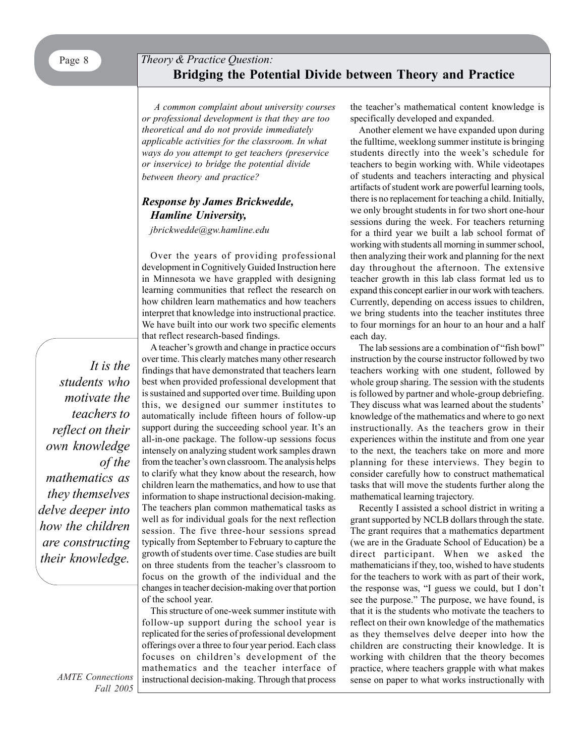*Theory & Practice Question:*

# Bridging the Potential Divide between Theory and Practice

*A common complaint about university courses or professional development is that they are too theoretical and do not provide immediately applicable activities for the classroom. In what ways do you attempt to get teachers (preservice or inservice) to bridge the potential divide between theory and practice?*

### *Response by James Brickwedde, Hamline University,*

*jbrickwedde@gw.hamline.edu*

Over the years of providing professional development in Cognitively Guided Instruction here in Minnesota we have grappled with designing learning communities that reflect the research on how children learn mathematics and how teachers interpret that knowledge into instructional practice. We have built into our work two specific elements that reflect research-based findings.

A teacher's growth and change in practice occurs over time. This clearly matches many other research findings that have demonstrated that teachers learn best when provided professional development that is sustained and supported over time. Building upon this, we designed our summer institutes to automatically include fifteen hours of follow-up support during the succeeding school year. It's an all-in-one package. The follow-up sessions focus intensely on analyzing student work samples drawn from the teacher's own classroom. The analysis helps to clarify what they know about the research, how children learn the mathematics, and how to use that information to shape instructional decision-making. The teachers plan common mathematical tasks as well as for individual goals for the next reflection session. The five three-hour sessions spread typically from September to February to capture the growth of students over time. Case studies are built on three students from the teacher's classroom to focus on the growth of the individual and the changes in teacher decision-making over that portion of the school year.

This structure of one-week summer institute with follow-up support during the school year is replicated for the series of professional development offerings over a three to four year period. Each class focuses on children's development of the mathematics and the teacher interface of instructional decision-making. Through that process the teacher's mathematical content knowledge is specifically developed and expanded.

*It is the students who motivate the teachers to reflect on their own knowledge of the mathematics as they themselves delve deeper into how the children are constructing their knowledge.*

Another element we have expanded upon during the fulltime, weeklong summer institute is bringing students directly into the week's schedule for teachers to begin working with. While videotapes of students and teachers interacting and physical artifacts of student work are powerful learning tools, there is no replacement for teaching a child. Initially, we only brought students in for two short one-hour sessions during the week. For teachers returning for a third year we built a lab school format of working with students all morning in summer school, then analyzing their work and planning for the next day throughout the afternoon. The extensive teacher growth in this lab class format led us to expand this concept earlier in our work with teachers. Currently, depending on access issues to children, we bring students into the teacher institutes three to four mornings for an hour to an hour and a half each day.

The lab sessions are a combination of "fish bowl" instruction by the course instructor followed by two teachers working with one student, followed by whole group sharing. The session with the students is followed by partner and whole-group debriefing. They discuss what was learned about the students' knowledge of the mathematics and where to go next instructionally. As the teachers grow in their experiences within the institute and from one year to the next, the teachers take on more and more planning for these interviews. They begin to consider carefully how to construct mathematical tasks that will move the students further along the mathematical learning trajectory.

Recently I assisted a school district in writing a grant supported by NCLB dollars through the state. The grant requires that a mathematics department (we are in the Graduate School of Education) be a direct participant. When we asked the mathematicians if they, too, wished to have students for the teachers to work with as part of their work, the response was, "I guess we could, but I don't see the purpose." The purpose, we have found, is that it is the students who motivate the teachers to reflect on their own knowledge of the mathematics as they themselves delve deeper into how the children are constructing their knowledge. It is working with children that the theory becomes practice, where teachers grapple with what makes sense on paper to what works instructionally with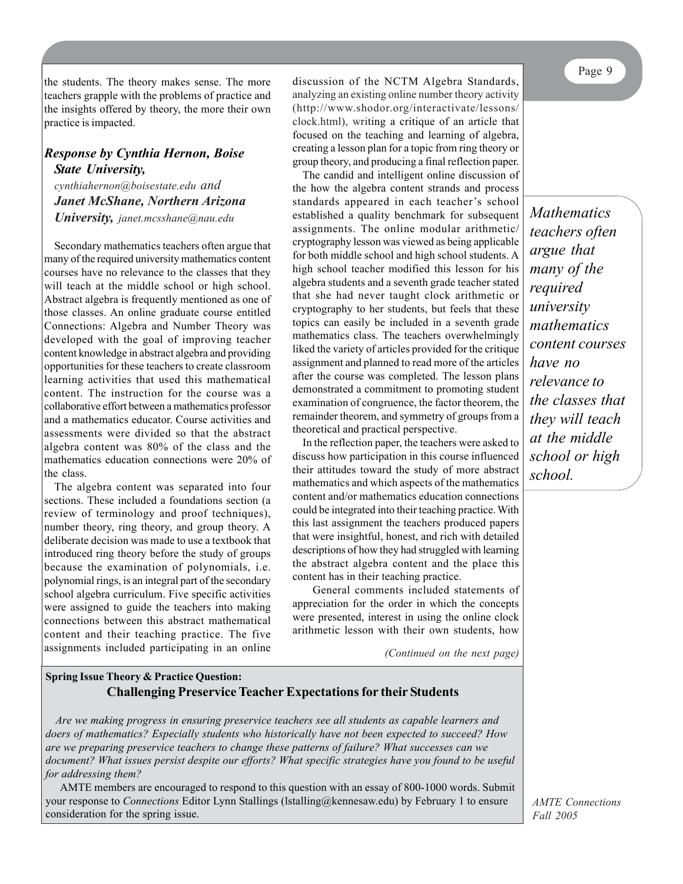the students. The theory makes sense. The more teachers grapple with the problems of practice and the insights offered by theory, the more their own practice is impacted.

### *Response by Cynthia Hernon, Boise State University,*

*cynthiahernon@boisestate.edu and*

***Janet McShane, Northern Arizona University,*** *janet.mcsshane@nau.edu*

Secondary mathematics teachers often argue that many of the required university mathematics content courses have no relevance to the classes that they will teach at the middle school or high school. Abstract algebra is frequently mentioned as one of those classes. An online graduate course entitled Connections: Algebra and Number Theory was developed with the goal of improving teacher content knowledge in abstract algebra and providing opportunities for these teachers to create classroom learning activities that used this mathematical content. The instruction for the course was a collaborative effort between a mathematics professor and a mathematics educator. Course activities and assessments were divided so that the abstract algebra content was 80% of the class and the mathematics education connections were 20% of the class.

The algebra content was separated into four sections. These included a foundations section (a review of terminology and proof techniques), number theory, ring theory, and group theory. A deliberate decision was made to use a textbook that introduced ring theory before the study of groups because the examination of polynomials, i.e. polynomial rings, is an integral part of the secondary school algebra curriculum. Five specific activities were assigned to guide the teachers into making connections between this abstract mathematical content and their teaching practice. The five assignments included participating in an online discussion of the NCTM Algebra Standards, analyzing an existing online number theory activity (http://www.shodor.org/interactivate/lessons/clock.html), writing a critique of an article that focused on the teaching and learning of algebra, creating a lesson plan for a topic from ring theory or group theory, and producing a final reflection paper.

The candid and intelligent online discussion of the how the algebra content strands and process standards appeared in each teacher's school established a quality benchmark for subsequent assignments. The online modular arithmetic/cryptography lesson was viewed as being applicable for both middle school and high school students. A high school teacher modified this lesson for his algebra students and a seventh grade teacher stated that she had never taught clock arithmetic or cryptography to her students, but feels that these topics can easily be included in a seventh grade mathematics class. The teachers overwhelmingly liked the variety of articles provided for the critique assignment and planned to read more of the articles after the course was completed. The lesson plans demonstrated a commitment to promoting student examination of congruence, the factor theorem, the remainder theorem, and symmetry of groups from a theoretical and practical perspective.

> *Mathematics teachers often argue that many of the required university mathematics content courses have no relevance to the classes that they will teach at the middle school or high school.*

In the reflection paper, the teachers were asked to discuss how participation in this course influenced their attitudes toward the study of more abstract mathematics and which aspects of the mathematics content and/or mathematics education connections could be integrated into their teaching practice. With this last assignment the teachers produced papers that were insightful, honest, and rich with detailed descriptions of how they had struggled with learning the abstract algebra content and the place this content has in their teaching practice.

General comments included statements of appreciation for the order in which the concepts were presented, interest in using the online clock arithmetic lesson with their own students, how

*(Continued on the next page)*

---

**Spring Issue Theory & Practice Question:**

**Challenging Preservice Teacher Expectations for their Students**

*Are we making progress in ensuring preservice teachers see all students as capable learners and doers of mathematics? Especially students who historically have not been expected to succeed? How are we preparing preservice teachers to change these patterns of failure? What successes can we document? What issues persist despite our efforts? What specific strategies have you found to be useful for addressing them?*

AMTE members are encouraged to respond to this question with an essay of 800-1000 words. Submit your response to *Connections* Editor Lynn Stallings (lstalling@kennesaw.edu) by February 1 to ensure consideration for the spring issue.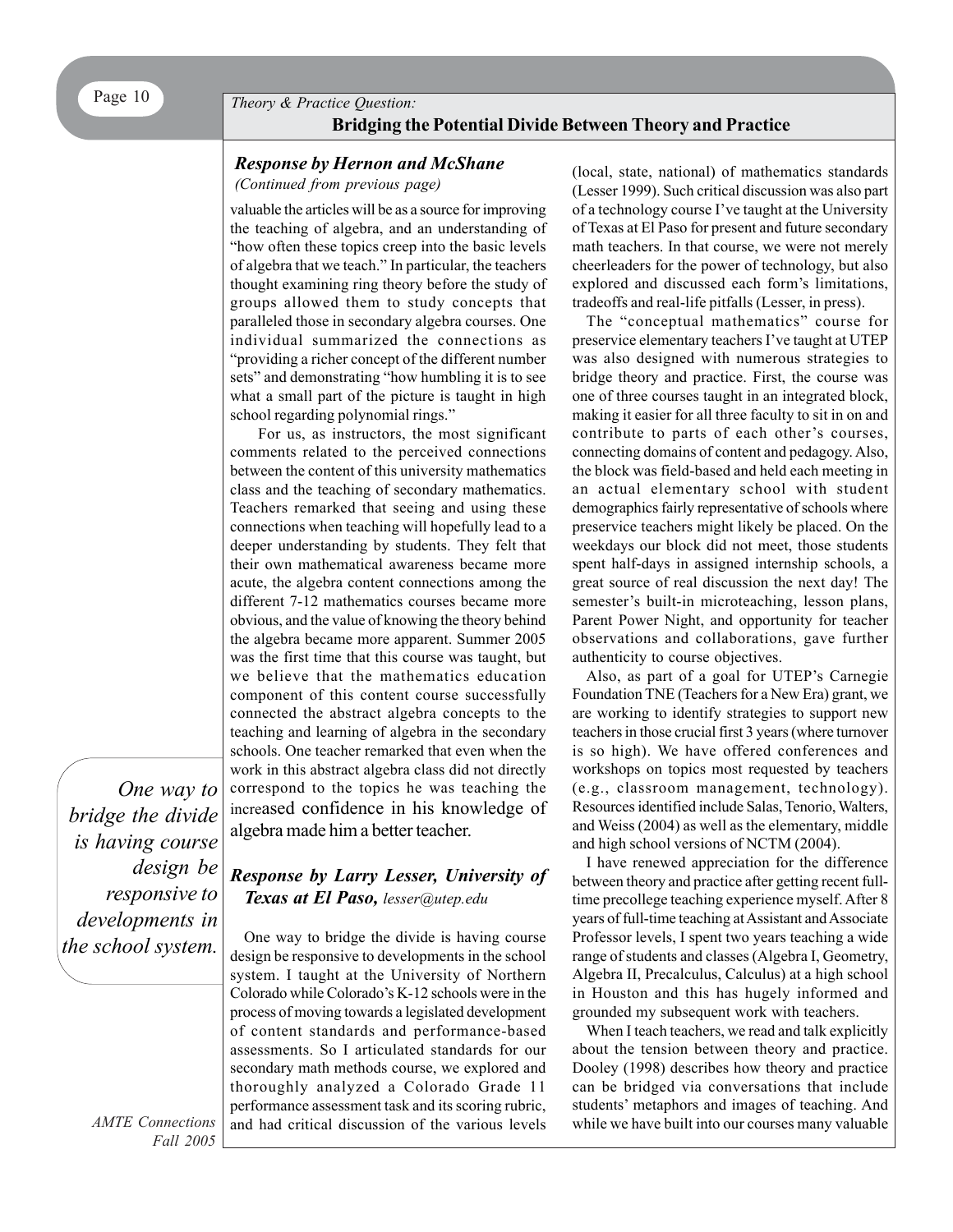## Theory & Practice Question: Bridging the Potential Divide Between Theory and Practice

### Response by Hernon and McShane

*(Continued from previous page)*

valuable the articles will be as a source for improving the teaching of algebra, and an understanding of "how often these topics creep into the basic levels of algebra that we teach." In particular, the teachers thought examining ring theory before the study of groups allowed them to study concepts that paralleled those in secondary algebra courses. One individual summarized the connections as "providing a richer concept of the different number sets" and demonstrating "how humbling it is to see what a small part of the picture is taught in high school regarding polynomial rings."

For us, as instructors, the most significant comments related to the perceived connections between the content of this university mathematics class and the teaching of secondary mathematics. Teachers remarked that seeing and using these connections when teaching will hopefully lead to a deeper understanding by students. They felt that their own mathematical awareness became more acute, the algebra content connections among the different 7-12 mathematics courses became more obvious, and the value of knowing the theory behind the algebra became more apparent. Summer 2005 was the first time that this course was taught, but we believe that the mathematics education component of this content course successfully connected the abstract algebra concepts to the teaching and learning of algebra in the secondary schools. One teacher remarked that even when the work in this abstract algebra class did not directly correspond to the topics he was teaching the increased confidence in his knowledge of algebra made him a better teacher.

> *One way to bridge the divide is having course design be responsive to developments in the school system.*

### Response by Larry Lesser, University of Texas at El Paso, *lesser@utep.edu*

One way to bridge the divide is having course design be responsive to developments in the school system. I taught at the University of Northern Colorado while Colorado's K-12 schools were in the process of moving towards a legislated development of content standards and performance-based assessments. So I articulated standards for our secondary math methods course, we explored and thoroughly analyzed a Colorado Grade 11 performance assessment task and its scoring rubric, and had critical discussion of the various levels (local, state, national) of mathematics standards (Lesser 1999). Such critical discussion was also part of a technology course I've taught at the University of Texas at El Paso for present and future secondary math teachers. In that course, we were not merely cheerleaders for the power of technology, but also explored and discussed each form's limitations, tradeoffs and real-life pitfalls (Lesser, in press).

The "conceptual mathematics" course for preservice elementary teachers I've taught at UTEP was also designed with numerous strategies to bridge theory and practice. First, the course was one of three courses taught in an integrated block, making it easier for all three faculty to sit in on and contribute to parts of each other's courses, connecting domains of content and pedagogy. Also, the block was field-based and held each meeting in an actual elementary school with student demographics fairly representative of schools where preservice teachers might likely be placed. On the weekdays our block did not meet, those students spent half-days in assigned internship schools, a great source of real discussion the next day! The semester's built-in microteaching, lesson plans, Parent Power Night, and opportunity for teacher observations and collaborations, gave further authenticity to course objectives.

Also, as part of a goal for UTEP's Carnegie Foundation TNE (Teachers for a New Era) grant, we are working to identify strategies to support new teachers in those crucial first 3 years (where turnover is so high). We have offered conferences and workshops on topics most requested by teachers (e.g., classroom management, technology). Resources identified include Salas, Tenorio, Walters, and Weiss (2004) as well as the elementary, middle and high school versions of NCTM (2004).

I have renewed appreciation for the difference between theory and practice after getting recent full-time precollege teaching experience myself. After 8 years of full-time teaching at Assistant and Associate Professor levels, I spent two years teaching a wide range of students and classes (Algebra I, Geometry, Algebra II, Precalculus, Calculus) at a high school in Houston and this has hugely informed and grounded my subsequent work with teachers.

When I teach teachers, we read and talk explicitly about the tension between theory and practice. Dooley (1998) describes how theory and practice can be bridged via conversations that include students' metaphors and images of teaching. And while we have built into our courses many valuable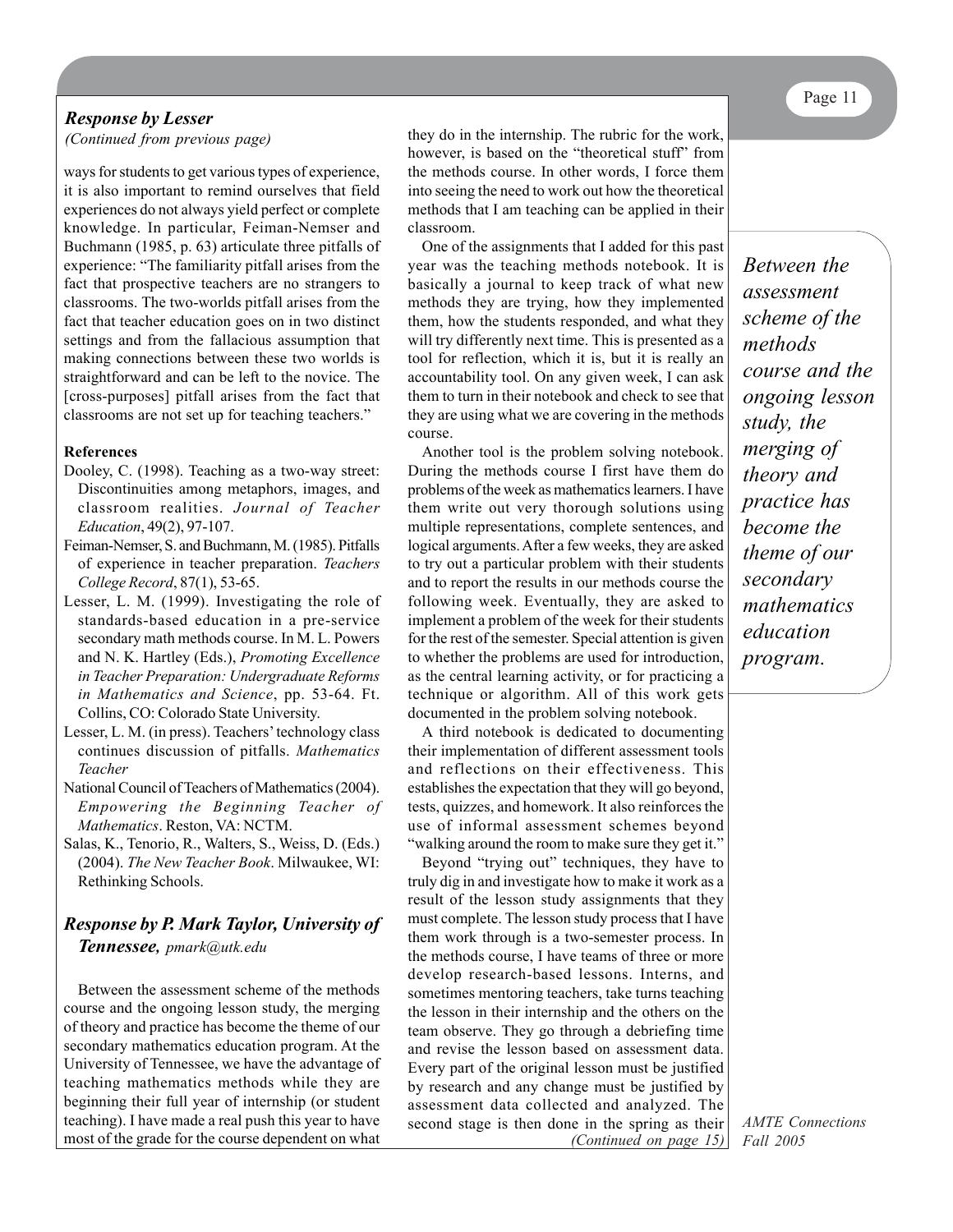### *Response by Lesser*

*(Continued from previous page)*

ways for students to get various types of experience, it is also important to remind ourselves that field experiences do not always yield perfect or complete knowledge. In particular, Feiman-Nemser and Buchmann (1985, p. 63) articulate three pitfalls of experience: "The familiarity pitfall arises from the fact that prospective teachers are no strangers to classrooms. The two-worlds pitfall arises from the fact that teacher education goes on in two distinct settings and from the fallacious assumption that making connections between these two worlds is straightforward and can be left to the novice. The [cross-purposes] pitfall arises from the fact that classrooms are not set up for teaching teachers."

**References**

Dooley, C. (1998). Teaching as a two-way street: Discontinuities among metaphors, images, and classroom realities. *Journal of Teacher Education*, 49(2), 97-107.

Feiman-Nemser, S. and Buchmann, M. (1985). Pitfalls of experience in teacher preparation. *Teachers College Record*, 87(1), 53-65.

Lesser, L. M. (1999). Investigating the role of standards-based education in a pre-service secondary math methods course. In M. L. Powers and N. K. Hartley (Eds.), *Promoting Excellence in Teacher Preparation: Undergraduate Reforms in Mathematics and Science*, pp. 53-64. Ft. Collins, CO: Colorado State University.

Lesser, L. M. (in press). Teachers' technology class continues discussion of pitfalls. *Mathematics Teacher*

National Council of Teachers of Mathematics (2004). *Empowering the Beginning Teacher of Mathematics*. Reston, VA: NCTM.

Salas, K., Tenorio, R., Walters, S., Weiss, D. (Eds.) (2004). *The New Teacher Book*. Milwaukee, WI: Rethinking Schools.

### *Response by P. Mark Taylor, University of Tennessee,* *pmark@utk.edu*

Between the assessment scheme of the methods course and the ongoing lesson study, the merging of theory and practice has become the theme of our secondary mathematics education program. At the University of Tennessee, we have the advantage of teaching mathematics methods while they are beginning their full year of internship (or student teaching). I have made a real push this year to have most of the grade for the course dependent on what they do in the internship. The rubric for the work, however, is based on the "theoretical stuff" from the methods course. In other words, I force them into seeing the need to work out how the theoretical methods that I am teaching can be applied in their classroom.

One of the assignments that I added for this past year was the teaching methods notebook. It is basically a journal to keep track of what new methods they are trying, how they implemented them, how the students responded, and what they will try differently next time. This is presented as a tool for reflection, which it is, but it is really an accountability tool. On any given week, I can ask them to turn in their notebook and check to see that they are using what we are covering in the methods course.

Another tool is the problem solving notebook. During the methods course I first have them do problems of the week as mathematics learners. I have them write out very thorough solutions using multiple representations, complete sentences, and logical arguments. After a few weeks, they are asked to try out a particular problem with their students and to report the results in our methods course the following week. Eventually, they are asked to implement a problem of the week for their students for the rest of the semester. Special attention is given to whether the problems are used for introduction, as the central learning activity, or for practicing a technique or algorithm. All of this work gets documented in the problem solving notebook.

A third notebook is dedicated to documenting their implementation of different assessment tools and reflections on their effectiveness. This establishes the expectation that they will go beyond, tests, quizzes, and homework. It also reinforces the use of informal assessment schemes beyond "walking around the room to make sure they get it."

Beyond "trying out" techniques, they have to truly dig in and investigate how to make it work as a result of the lesson study assignments that they must complete. The lesson study process that I have them work through is a two-semester process. In the methods course, I have teams of three or more develop research-based lessons. Interns, and sometimes mentoring teachers, take turns teaching the lesson in their internship and the others on the team observe. They go through a debriefing time and revise the lesson based on assessment data. Every part of the original lesson must be justified by research and any change must be justified by assessment data collected and analyzed. The second stage is then done in the spring as their

*(Continued on page 15)*

*Between the assessment scheme of the methods course and the ongoing lesson study, the merging of theory and practice has become the theme of our secondary mathematics education program.*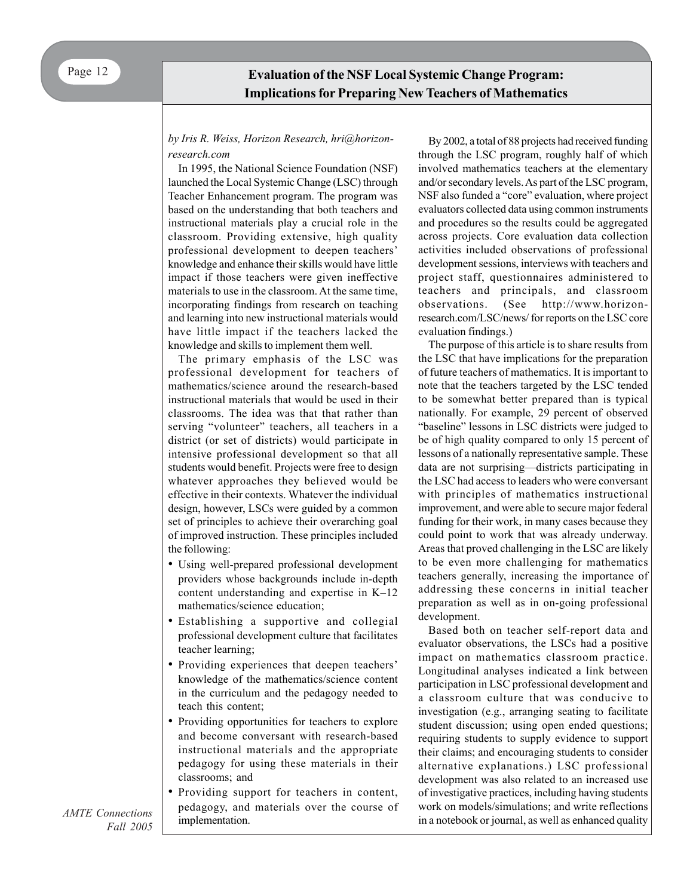# Evaluation of the NSF Local Systemic Change Program: Implications for Preparing New Teachers of Mathematics

*by Iris R. Weiss, Horizon Research, hri@horizon-research.com*

In 1995, the National Science Foundation (NSF) launched the Local Systemic Change (LSC) through Teacher Enhancement program. The program was based on the understanding that both teachers and instructional materials play a crucial role in the classroom. Providing extensive, high quality professional development to deepen teachers' knowledge and enhance their skills would have little impact if those teachers were given ineffective materials to use in the classroom. At the same time, incorporating findings from research on teaching and learning into new instructional materials would have little impact if the teachers lacked the knowledge and skills to implement them well.

The primary emphasis of the LSC was professional development for teachers of mathematics/science around the research-based instructional materials that would be used in their classrooms. The idea was that that rather than serving "volunteer" teachers, all teachers in a district (or set of districts) would participate in intensive professional development so that all students would benefit. Projects were free to design whatever approaches they believed would be effective in their contexts. Whatever the individual design, however, LSCs were guided by a common set of principles to achieve their overarching goal of improved instruction. These principles included the following:

- Using well-prepared professional development providers whose backgrounds include in-depth content understanding and expertise in K–12 mathematics/science education;
- Establishing a supportive and collegial professional development culture that facilitates teacher learning;
- Providing experiences that deepen teachers' knowledge of the mathematics/science content in the curriculum and the pedagogy needed to teach this content;
- Providing opportunities for teachers to explore and become conversant with research-based instructional materials and the appropriate pedagogy for using these materials in their classrooms; and
- Providing support for teachers in content, pedagogy, and materials over the course of implementation.

By 2002, a total of 88 projects had received funding through the LSC program, roughly half of which involved mathematics teachers at the elementary and/or secondary levels. As part of the LSC program, NSF also funded a "core" evaluation, where project evaluators collected data using common instruments and procedures so the results could be aggregated across projects. Core evaluation data collection activities included observations of professional development sessions, interviews with teachers and project staff, questionnaires administered to teachers and principals, and classroom observations. (See http://www.horizon-research.com/LSC/news/ for reports on the LSC core evaluation findings.)

The purpose of this article is to share results from the LSC that have implications for the preparation of future teachers of mathematics. It is important to note that the teachers targeted by the LSC tended to be somewhat better prepared than is typical nationally. For example, 29 percent of observed "baseline" lessons in LSC districts were judged to be of high quality compared to only 15 percent of lessons of a nationally representative sample. These data are not surprising—districts participating in the LSC had access to leaders who were conversant with principles of mathematics instructional improvement, and were able to secure major federal funding for their work, in many cases because they could point to work that was already underway. Areas that proved challenging in the LSC are likely to be even more challenging for mathematics teachers generally, increasing the importance of addressing these concerns in initial teacher preparation as well as in on-going professional development.

Based both on teacher self-report data and evaluator observations, the LSCs had a positive impact on mathematics classroom practice. Longitudinal analyses indicated a link between participation in LSC professional development and a classroom culture that was conducive to investigation (e.g., arranging seating to facilitate student discussion; using open ended questions; requiring students to supply evidence to support their claims; and encouraging students to consider alternative explanations.) LSC professional development was also related to an increased use of investigative practices, including having students work on models/simulations; and write reflections in a notebook or journal, as well as enhanced quality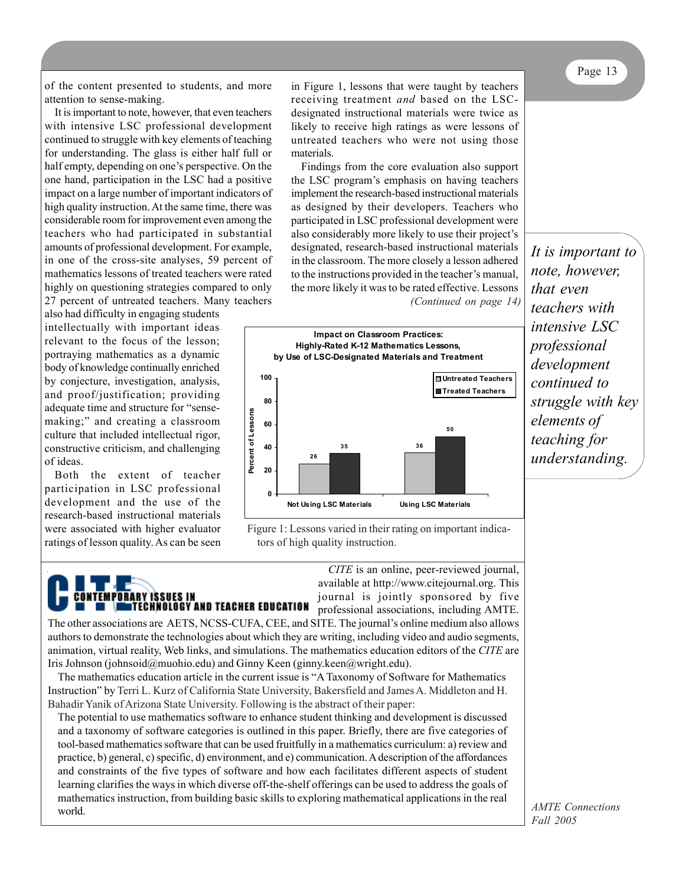of the content presented to students, and more attention to sense-making.

It is important to note, however, that even teachers with intensive LSC professional development continued to struggle with key elements of teaching for understanding. The glass is either half full or half empty, depending on one's perspective. On the one hand, participation in the LSC had a positive impact on a large number of important indicators of high quality instruction. At the same time, there was considerable room for improvement even among the teachers who had participated in substantial amounts of professional development. For example, in one of the cross-site analyses, 59 percent of mathematics lessons of treated teachers were rated highly on questioning strategies compared to only 27 percent of untreated teachers. Many teachers also had difficulty in engaging students intellectually with important ideas relevant to the focus of the lesson; portraying mathematics as a dynamic body of knowledge continually enriched by conjecture, investigation, analysis, and proof/justification; providing adequate time and structure for "sense-making;" and creating a classroom culture that included intellectual rigor, constructive criticism, and challenging of ideas.

Both the extent of teacher participation in LSC professional development and the use of the research-based instructional materials were associated with higher evaluator ratings of lesson quality. As can be seen in Figure 1, lessons that were taught by teachers receiving treatment *and* based on the LSC-designated instructional materials were twice as likely to receive high ratings as were lessons of untreated teachers who were not using those materials.

Findings from the core evaluation also support the LSC program's emphasis on having teachers implement the research-based instructional materials as designed by their developers. Teachers who participated in LSC professional development were also considerably more likely to use their project's designated, research-based instructional materials in the classroom. The more closely a lesson adhered to the instructions provided in the teacher's manual, the more likely it was to be rated effective. Lessons

*(Continued on page 14)*

**Impact on Classroom Practices: Highly-Rated K-12 Mathematics Lessons, by Use of LSC-Designated Materials and Treatment**

| Percent of Lessons | Untreated Teachers | Treated Teachers |
|---|---|---|
| Not Using LSC Materials | 26 | 35 |
| Using LSC Materials | 36 | 50 |

Figure 1: Lessons varied in their rating on important indicators of high quality instruction.

> *It is important to note, however, that even teachers with intensive LSC professional development continued to struggle with key elements of teaching for understanding.*

**CITE — CONTEMPORARY ISSUES IN TECHNOLOGY AND TEACHER EDUCATION**

*CITE* is an online, peer-reviewed journal, available at http://www.citejournal.org. This journal is jointly sponsored by five professional associations, including AMTE. The other associations are AETS, NCSS-CUFA, CEE, and SITE. The journal's online medium also allows authors to demonstrate the technologies about which they are writing, including video and audio segments, animation, virtual reality, Web links, and simulations. The mathematics education editors of the *CITE* are Iris Johnson (johnsoid@muohio.edu) and Ginny Keen (ginny.keen@wright.edu).

The mathematics education article in the current issue is "A Taxonomy of Software for Mathematics Instruction" by Terri L. Kurz of California State University, Bakersfield and James A. Middleton and H. Bahadir Yanik of Arizona State University. Following is the abstract of their paper:

The potential to use mathematics software to enhance student thinking and development is discussed and a taxonomy of software categories is outlined in this paper. Briefly, there are five categories of tool-based mathematics software that can be used fruitfully in a mathematics curriculum: a) review and practice, b) general, c) specific, d) environment, and e) communication. A description of the affordances and constraints of the five types of software and how each facilitates different aspects of student learning clarifies the ways in which diverse off-the-shelf offerings can be used to address the goals of mathematics instruction, from building basic skills to exploring mathematical applications in the real world.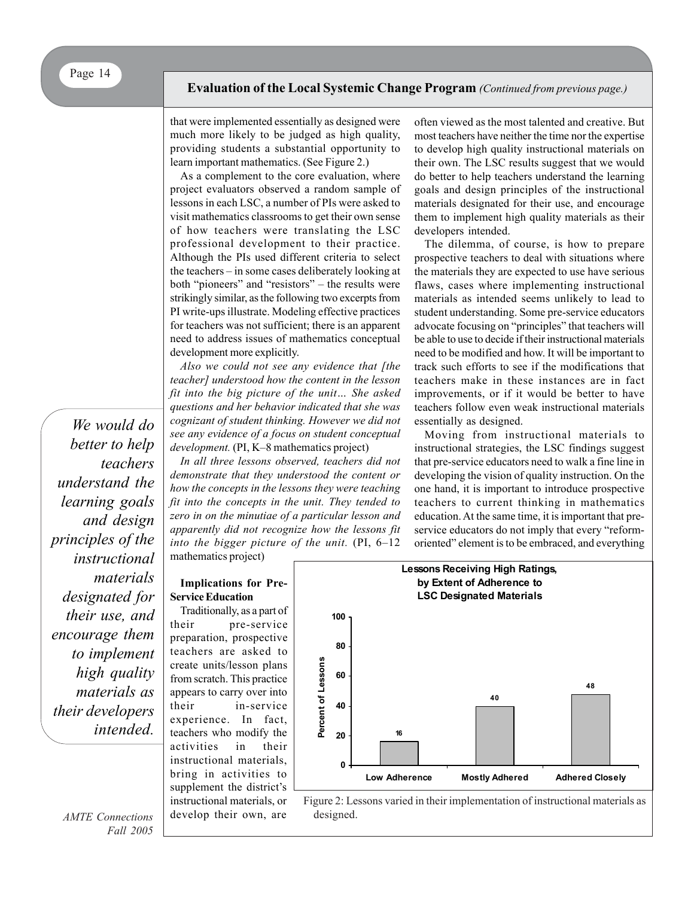## Evaluation of the Local Systemic Change Program *(Continued from previous page.)*

that were implemented essentially as designed were much more likely to be judged as high quality, providing students a substantial opportunity to learn important mathematics. (See Figure 2.)

As a complement to the core evaluation, where project evaluators observed a random sample of lessons in each LSC, a number of PIs were asked to visit mathematics classrooms to get their own sense of how teachers were translating the LSC professional development to their practice. Although the PIs used different criteria to select the teachers – in some cases deliberately looking at both "pioneers" and "resistors" – the results were strikingly similar, as the following two excerpts from PI write-ups illustrate. Modeling effective practices for teachers was not sufficient; there is an apparent need to address issues of mathematics conceptual development more explicitly.

*Also we could not see any evidence that [the teacher] understood how the content in the lesson fit into the big picture of the unit… She asked questions and her behavior indicated that she was cognizant of student thinking. However we did not see any evidence of a focus on student conceptual development.* (PI, K–8 mathematics project)

*In all three lessons observed, teachers did not demonstrate that they understood the content or how the concepts in the lessons they were teaching fit into the concepts in the unit. They tended to zero in on the minutiae of a particular lesson and apparently did not recognize how the lessons fit into the bigger picture of the unit.* (PI, 6–12 mathematics project)

> *We would do better to help teachers understand the learning goals and design principles of the instructional materials designated for their use, and encourage them to implement high quality materials as their developers intended.*

### Implications for Pre-Service Education

Traditionally, as a part of their pre-service preparation, prospective teachers are asked to create units/lesson plans from scratch. This practice appears to carry over into their in-service experience. In fact, teachers who modify the activities in their instructional materials, bring in activities to supplement the district's instructional materials, or develop their own, are often viewed as the most talented and creative. But most teachers have neither the time nor the expertise to develop high quality instructional materials on their own. The LSC results suggest that we would do better to help teachers understand the learning goals and design principles of the instructional materials designated for their use, and encourage them to implement high quality materials as their developers intended.

The dilemma, of course, is how to prepare prospective teachers to deal with situations where the materials they are expected to use have serious flaws, cases where implementing instructional materials as intended seems unlikely to lead to student understanding. Some pre-service educators advocate focusing on "principles" that teachers will be able to use to decide if their instructional materials need to be modified and how. It will be important to track such efforts to see if the modifications that teachers make in these instances are in fact improvements, or if it would be better to have teachers follow even weak instructional materials essentially as designed.

Moving from instructional materials to instructional strategies, the LSC findings suggest that pre-service educators need to walk a fine line in developing the vision of quality instruction. On the one hand, it is important to introduce prospective teachers to current thinking in mathematics education. At the same time, it is important that pre-service educators do not imply that every "reform-oriented" element is to be embraced, and everything

**Lessons Receiving High Ratings, by Extent of Adherence to LSC Designated Materials**

| Adherence | Percent of Lessons |
|---|---|
| Low Adherence | 16 |
| Mostly Adhered | 40 |
| Adhered Closely | 48 |

Figure 2: Lessons varied in their implementation of instructional materials as designed.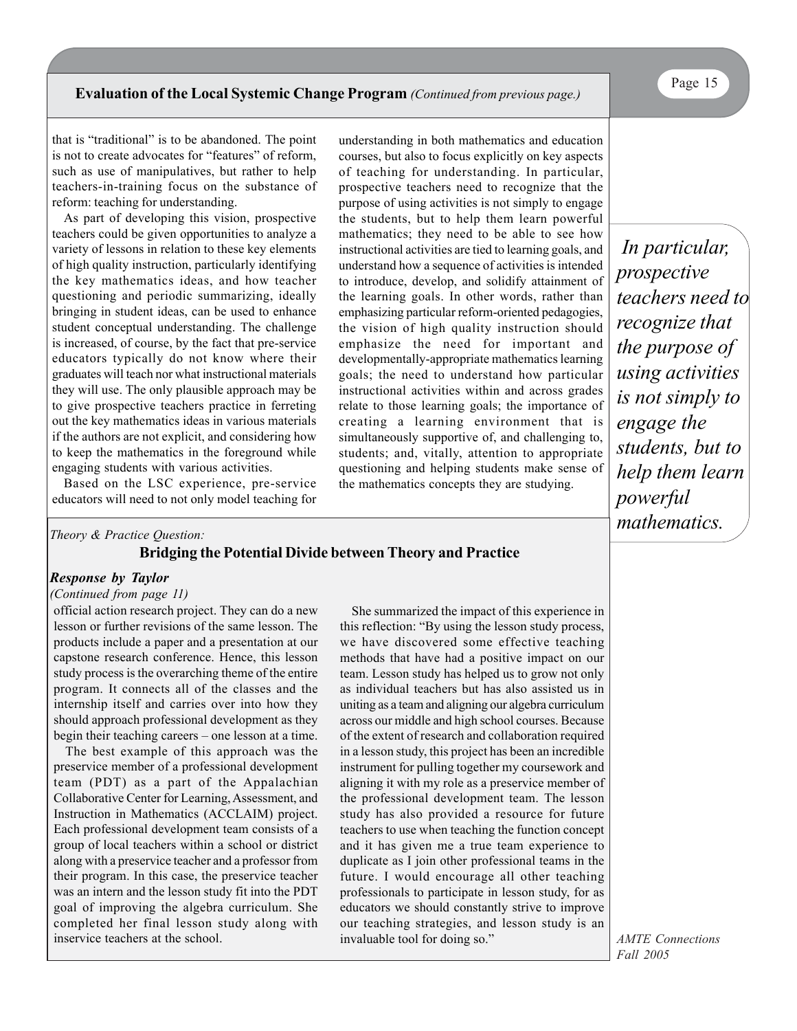## Evaluation of the Local Systemic Change Program *(Continued from previous page.)*

that is "traditional" is to be abandoned. The point is not to create advocates for "features" of reform, such as use of manipulatives, but rather to help teachers-in-training focus on the substance of reform: teaching for understanding.

As part of developing this vision, prospective teachers could be given opportunities to analyze a variety of lessons in relation to these key elements of high quality instruction, particularly identifying the key mathematics ideas, and how teacher questioning and periodic summarizing, ideally bringing in student ideas, can be used to enhance student conceptual understanding. The challenge is increased, of course, by the fact that pre-service educators typically do not know where their graduates will teach nor what instructional materials they will use. The only plausible approach may be to give prospective teachers practice in ferreting out the key mathematics ideas in various materials if the authors are not explicit, and considering how to keep the mathematics in the foreground while engaging students with various activities.

Based on the LSC experience, pre-service educators will need to not only model teaching for understanding in both mathematics and education courses, but also to focus explicitly on key aspects of teaching for understanding. In particular, prospective teachers need to recognize that the purpose of using activities is not simply to engage the students, but to help them learn powerful mathematics; they need to be able to see how instructional activities are tied to learning goals, and understand how a sequence of activities is intended to introduce, develop, and solidify attainment of the learning goals. In other words, rather than emphasizing particular reform-oriented pedagogies, the vision of high quality instruction should emphasize the need for important and developmentally-appropriate mathematics learning goals; the need to understand how particular instructional activities within and across grades relate to those learning goals; the importance of creating a learning environment that is simultaneously supportive of, and challenging to, students; and, vitally, attention to appropriate questioning and helping students make sense of the mathematics concepts they are studying.

*In particular, prospective teachers need to recognize that the purpose of using activities is not simply to engage the students, but to help them learn powerful mathematics.*

*Theory & Practice Question:*

### Bridging the Potential Divide between Theory and Practice

***Response by Taylor***

*(Continued from page 11)*

official action research project. They can do a new lesson or further revisions of the same lesson. The products include a paper and a presentation at our capstone research conference. Hence, this lesson study process is the overarching theme of the entire program. It connects all of the classes and the internship itself and carries over into how they should approach professional development as they begin their teaching careers – one lesson at a time.

The best example of this approach was the preservice member of a professional development team (PDT) as a part of the Appalachian Collaborative Center for Learning, Assessment, and Instruction in Mathematics (ACCLAIM) project. Each professional development team consists of a group of local teachers within a school or district along with a preservice teacher and a professor from their program. In this case, the preservice teacher was an intern and the lesson study fit into the PDT goal of improving the algebra curriculum. She completed her final lesson study along with inservice teachers at the school.

She summarized the impact of this experience in this reflection: "By using the lesson study process, we have discovered some effective teaching methods that have had a positive impact on our team. Lesson study has helped us to grow not only as individual teachers but has also assisted us in uniting as a team and aligning our algebra curriculum across our middle and high school courses. Because of the extent of research and collaboration required in a lesson study, this project has been an incredible instrument for pulling together my coursework and aligning it with my role as a preservice member of the professional development team. The lesson study has also provided a resource for future teachers to use when teaching the function concept and it has given me a true team experience to duplicate as I join other professional teams in the future. I would encourage all other teaching professionals to participate in lesson study, for as educators we should constantly strive to improve our teaching strategies, and lesson study is an invaluable tool for doing so."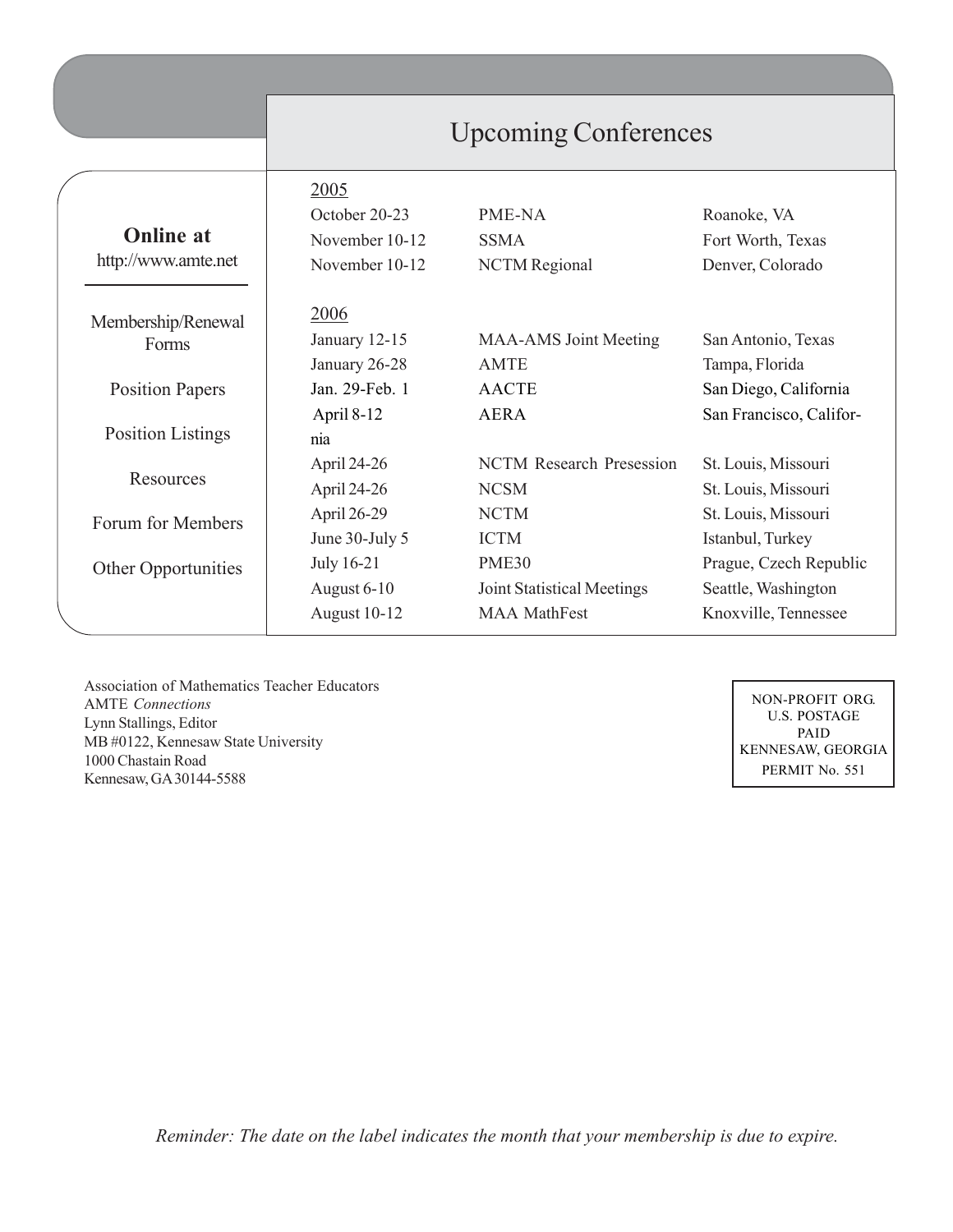## Upcoming Conferences

**2005**

| | | |
|---|---|---|
| October 20-23 | PME-NA | Roanoke, VA |
| November 10-12 | SSMA | Fort Worth, Texas |
| November 10-12 | NCTM Regional | Denver, Colorado |

**2006**

| | | |
|---|---|---|
| January 12-15 | MAA-AMS Joint Meeting | San Antonio, Texas |
| January 26-28 | AMTE | Tampa, Florida |
| Jan. 29-Feb. 1 | AACTE | San Diego, California |
| April 8-12 | AERA | San Francisco, California |
| April 24-26 | NCTM Research Presession | St. Louis, Missouri |
| April 24-26 | NCSM | St. Louis, Missouri |
| April 26-29 | NCTM | St. Louis, Missouri |
| June 30-July 5 | ICTM | Istanbul, Turkey |
| July 16-21 | PME30 | Prague, Czech Republic |
| August 6-10 | Joint Statistical Meetings | Seattle, Washington |
| August 10-12 | MAA MathFest | Knoxville, Tennessee |

**Online at**
http://www.amte.net

- Membership/Renewal Forms
- Position Papers
- Position Listings
- Resources
- Forum for Members
- Other Opportunities

Association of Mathematics Teacher Educators
AMTE *Connections*
Lynn Stallings, Editor
MB #0122, Kennesaw State University
1000 Chastain Road
Kennesaw, GA 30144-5588

NON-PROFIT ORG.
U.S. POSTAGE
PAID
KENNESAW, GEORGIA
PERMIT No. 551

*Reminder: The date on the label indicates the month that your membership is due to expire.*